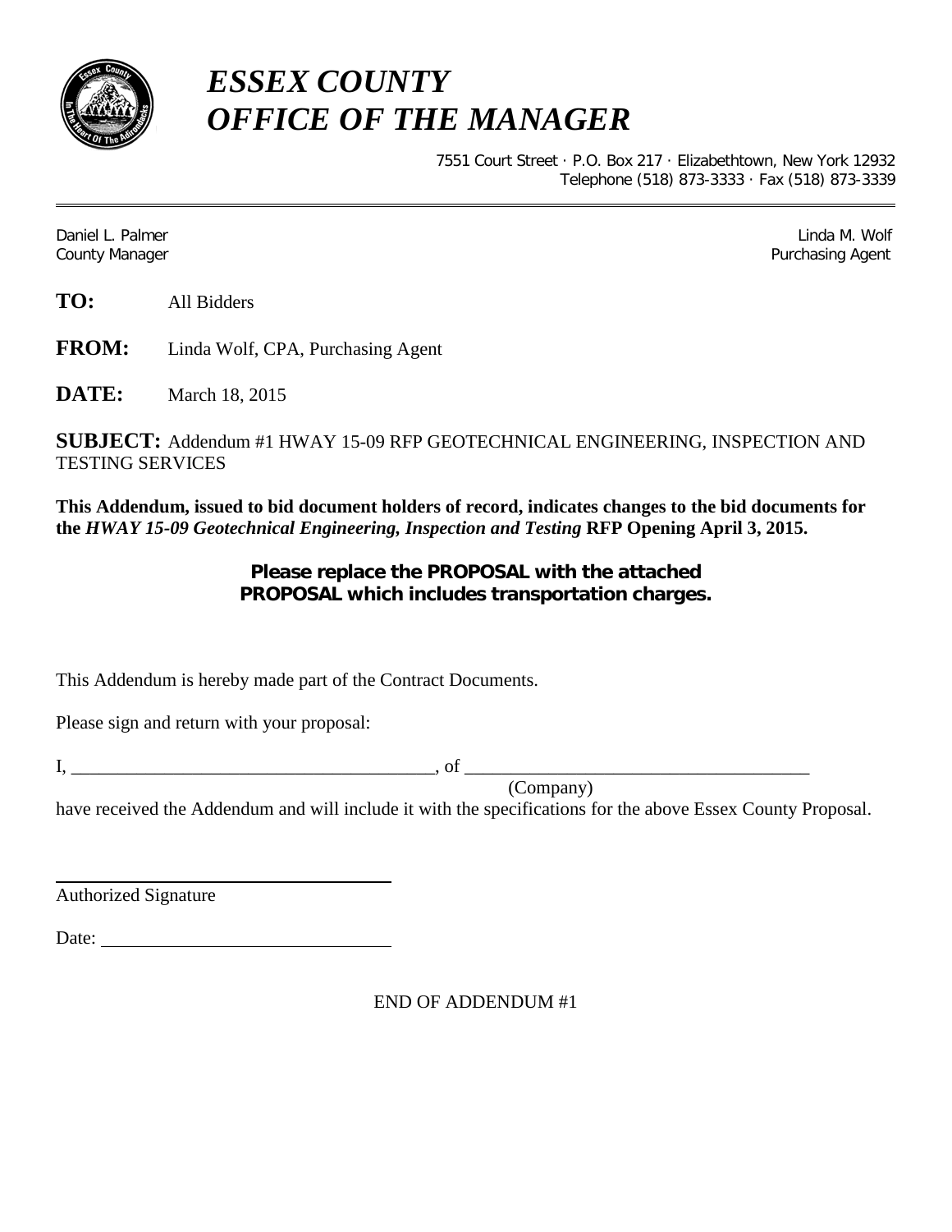# *ESSEX COUNTY*
# *OFFICE OF THE MANAGER*

7551 Court Street · P.O. Box 217 · Elizabethtown, New York 12932
Telephone (518) 873-3333 · Fax (518) 873-3339

---

Daniel L. Palmer
County Manager

Linda M. Wolf
Purchasing Agent

**TO:** All Bidders

**FROM:** Linda Wolf, CPA, Purchasing Agent

**DATE:** March 18, 2015

**SUBJECT:** Addendum #1 HWAY 15-09 RFP GEOTECHNICAL ENGINEERING, INSPECTION AND TESTING SERVICES

**This Addendum, issued to bid document holders of record, indicates changes to the bid documents for the *HWAY 15-09 Geotechnical Engineering, Inspection and Testing* RFP Opening April 3, 2015.**

**Please replace the PROPOSAL with the attached PROPOSAL which includes transportation charges.**

This Addendum is hereby made part of the Contract Documents.

Please sign and return with your proposal:

I, ________________________________________, of ______________________________________
(Company)
have received the Addendum and will include it with the specifications for the above Essex County Proposal.

______________________________________
Authorized Signature

Date: ______________________________

END OF ADDENDUM #1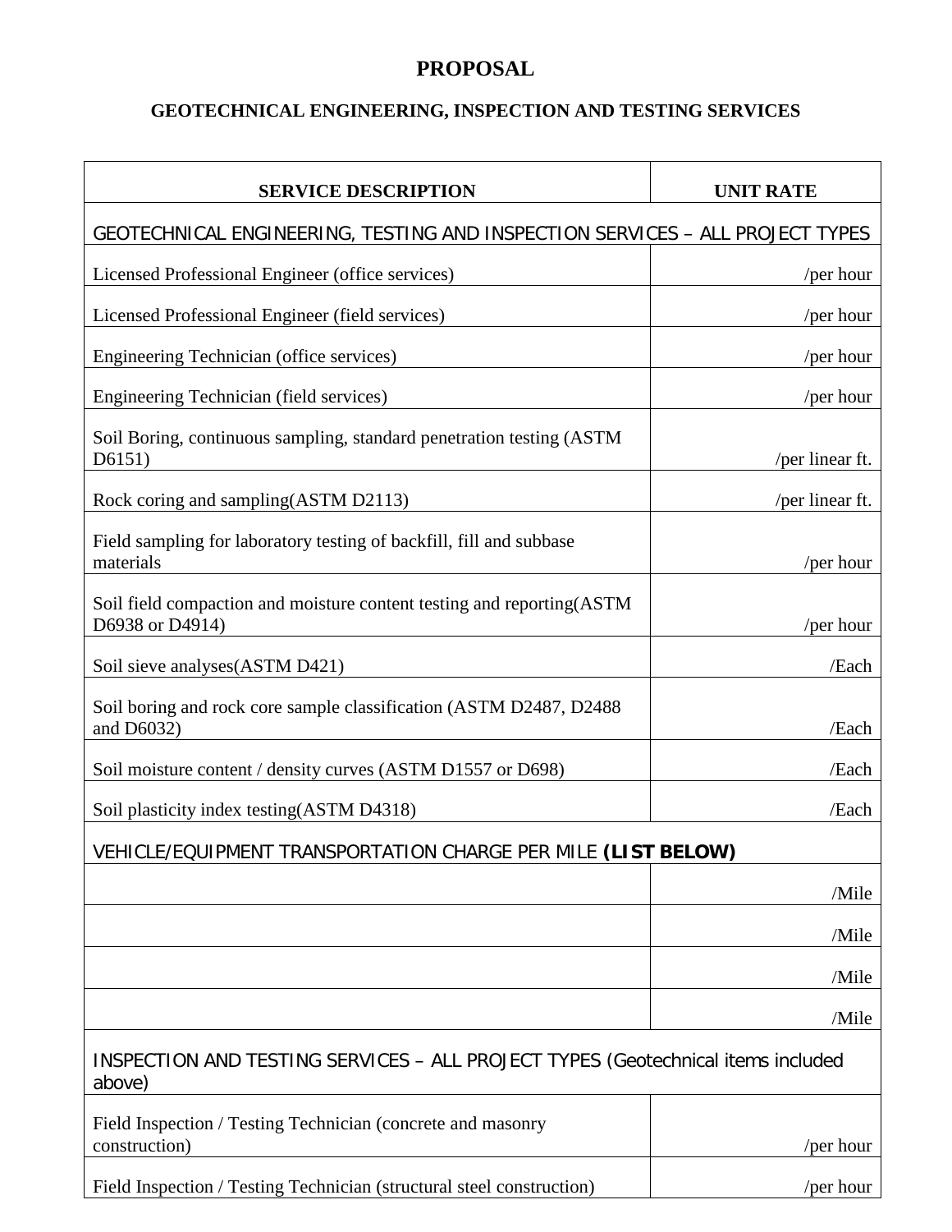# PROPOSAL

## GEOTECHNICAL ENGINEERING, INSPECTION AND TESTING SERVICES

| SERVICE DESCRIPTION | UNIT RATE |
|---|---|
| GEOTECHNICAL ENGINEERING, TESTING AND INSPECTION SERVICES – ALL PROJECT TYPES | |
| Licensed Professional Engineer (office services) | /per hour |
| Licensed Professional Engineer (field services) | /per hour |
| Engineering Technician (office services) | /per hour |
| Engineering Technician (field services) | /per hour |
| Soil Boring, continuous sampling, standard penetration testing (ASTM D6151) | /per linear ft. |
| Rock coring and sampling(ASTM D2113) | /per linear ft. |
| Field sampling for laboratory testing of backfill, fill and subbase materials | /per hour |
| Soil field compaction and moisture content testing and reporting(ASTM D6938 or D4914) | /per hour |
| Soil sieve analyses(ASTM D421) | /Each |
| Soil boring and rock core sample classification (ASTM D2487, D2488 and D6032) | /Each |
| Soil moisture content / density curves (ASTM D1557 or D698) | /Each |
| Soil plasticity index testing(ASTM D4318) | /Each |
| VEHICLE/EQUIPMENT TRANSPORTATION CHARGE PER MILE **(LIST BELOW)** | |
| | /Mile |
| | /Mile |
| | /Mile |
| | /Mile |
| INSPECTION AND TESTING SERVICES – ALL PROJECT TYPES (Geotechnical items included above) | |
| Field Inspection / Testing Technician (concrete and masonry construction) | /per hour |
| Field Inspection / Testing Technician (structural steel construction) | /per hour |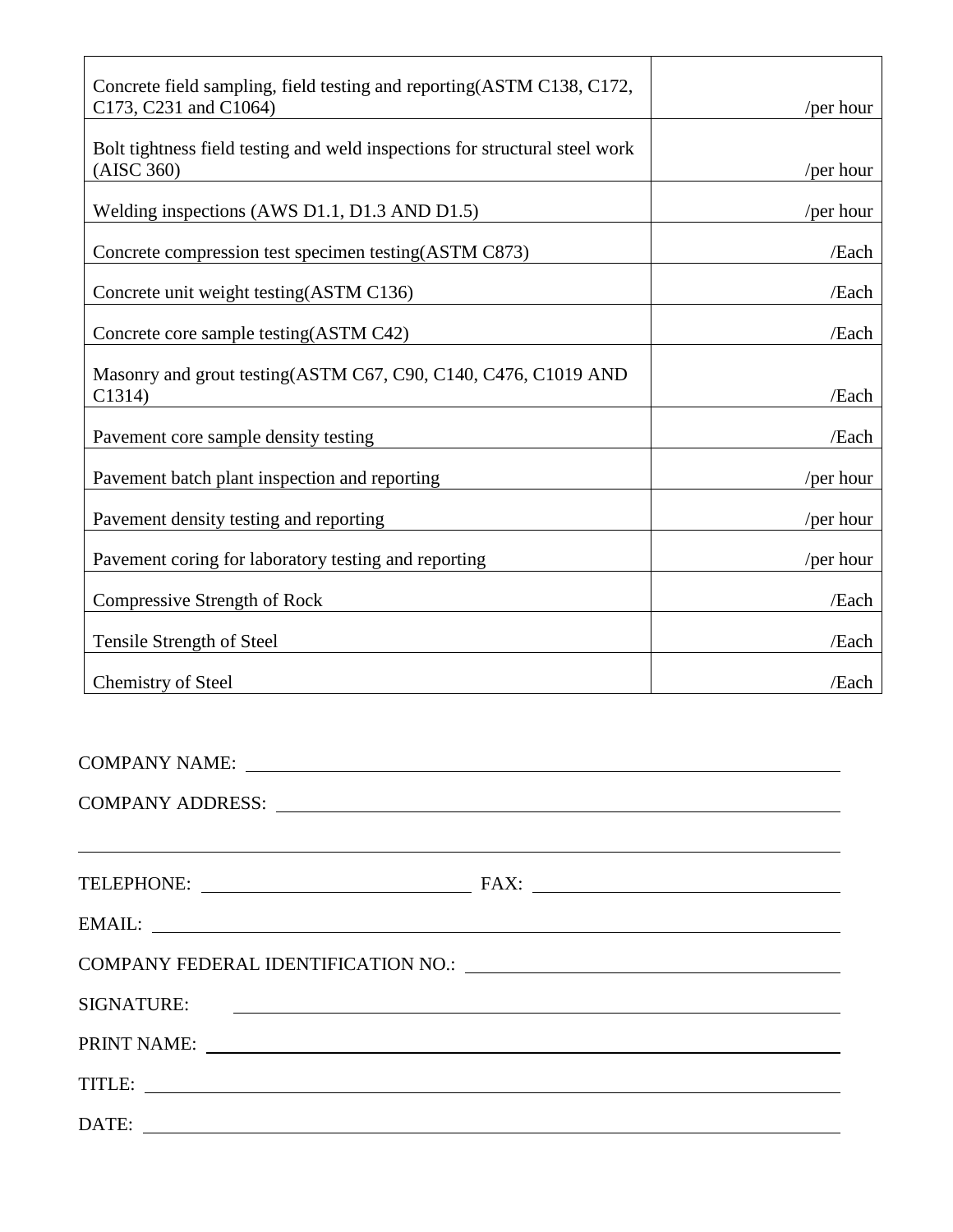| | |
|---|---|
| Concrete field sampling, field testing and reporting(ASTM C138, C172, C173, C231 and C1064) | /per hour |
| Bolt tightness field testing and weld inspections for structural steel work (AISC 360) | /per hour |
| Welding inspections (AWS D1.1, D1.3 AND D1.5) | /per hour |
| Concrete compression test specimen testing(ASTM C873) | /Each |
| Concrete unit weight testing(ASTM C136) | /Each |
| Concrete core sample testing(ASTM C42) | /Each |
| Masonry and grout testing(ASTM C67, C90, C140, C476, C1019 AND C1314) | /Each |
| Pavement core sample density testing | /Each |
| Pavement batch plant inspection and reporting | /per hour |
| Pavement density testing and reporting | /per hour |
| Pavement coring for laboratory testing and reporting | /per hour |
| Compressive Strength of Rock | /Each |
| Tensile Strength of Steel | /Each |
| Chemistry of Steel | /Each |

COMPANY NAME: ______________________________

COMPANY ADDRESS: ______________________________

______________________________

TELEPHONE: ______________ FAX: ______________

EMAIL: ______________________________

COMPANY FEDERAL IDENTIFICATION NO.: ______________________________

SIGNATURE: ______________________________

PRINT NAME: ______________________________

TITLE: ______________________________

DATE: ______________________________